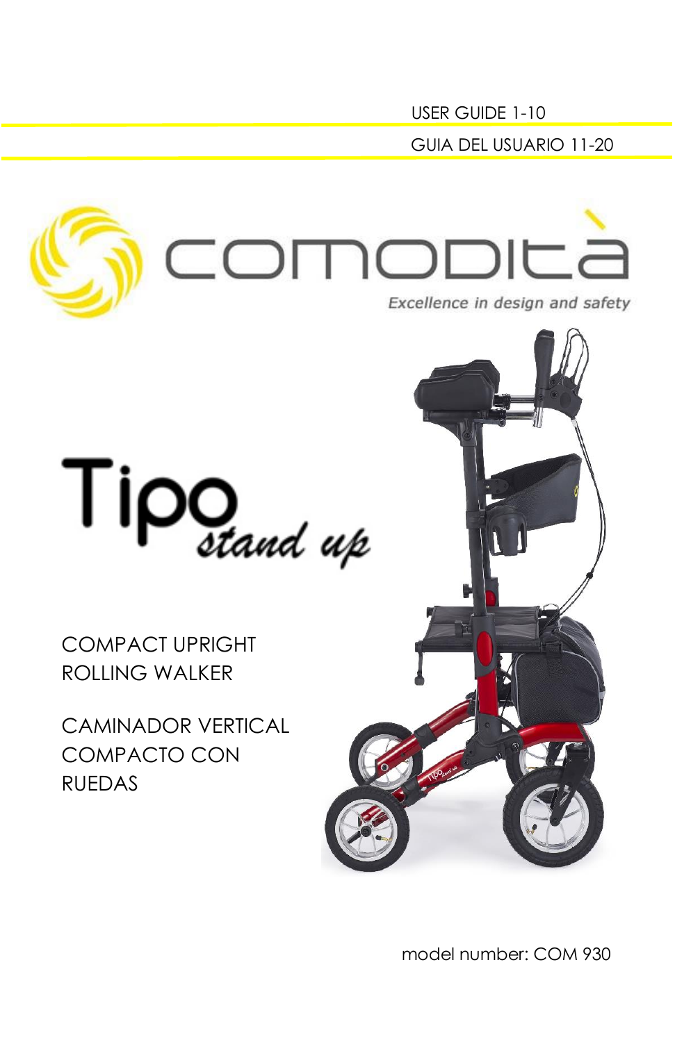USER GUIDE 1-10

GUIA DEL USUARIO 11-20

# comodità

*Excellence in design and safety*

# Tipo *stand up*

COMPACT UPRIGHT ROLLING WALKER

CAMINADOR VERTICAL COMPACTO CON RUEDAS

model number: COM 930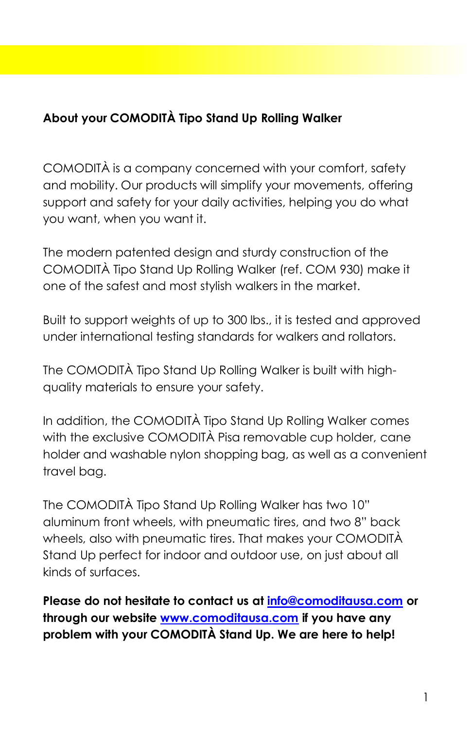## About your COMODITÀ Tipo Stand Up Rolling Walker

COMODITÀ is a company concerned with your comfort, safety and mobility. Our products will simplify your movements, offering support and safety for your daily activities, helping you do what you want, when you want it.

The modern patented design and sturdy construction of the COMODITÀ Tipo Stand Up Rolling Walker (ref. COM 930) make it one of the safest and most stylish walkers in the market.

Built to support weights of up to 300 lbs., it is tested and approved under international testing standards for walkers and rollators.

The COMODITÀ Tipo Stand Up Rolling Walker is built with high-quality materials to ensure your safety.

In addition, the COMODITÀ Tipo Stand Up Rolling Walker comes with the exclusive COMODITÀ Pisa removable cup holder, cane holder and washable nylon shopping bag, as well as a convenient travel bag.

The COMODITÀ Tipo Stand Up Rolling Walker has two 10" aluminum front wheels, with pneumatic tires, and two 8" back wheels, also with pneumatic tires. That makes your COMODITÀ Stand Up perfect for indoor and outdoor use, on just about all kinds of surfaces.

**Please do not hesitate to contact us at [info@comoditausa.com](mailto:info@comoditausa.com) or through our website [www.comoditausa.com](http://www.comoditausa.com) if you have any problem with your COMODITÀ Stand Up. We are here to help!**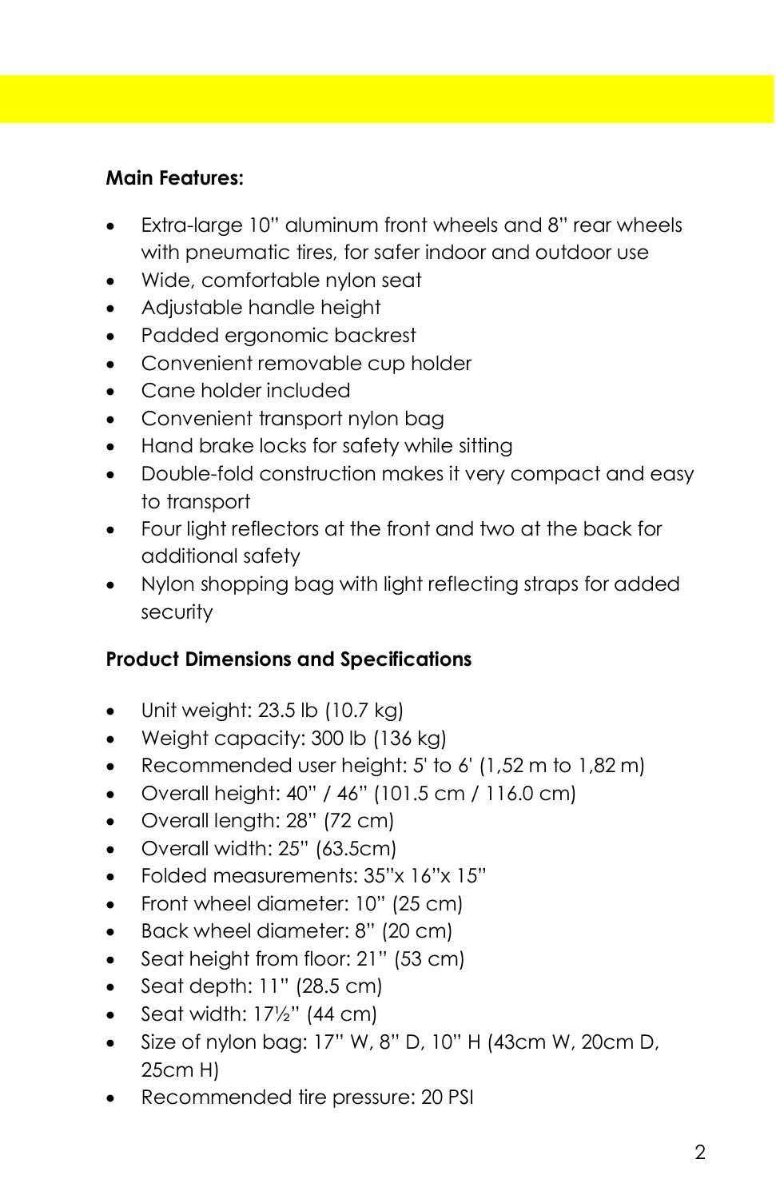**Main Features:**

- Extra-large 10" aluminum front wheels and 8" rear wheels with pneumatic tires, for safer indoor and outdoor use
- Wide, comfortable nylon seat
- Adjustable handle height
- Padded ergonomic backrest
- Convenient removable cup holder
- Cane holder included
- Convenient transport nylon bag
- Hand brake locks for safety while sitting
- Double-fold construction makes it very compact and easy to transport
- Four light reflectors at the front and two at the back for additional safety
- Nylon shopping bag with light reflecting straps for added security

**Product Dimensions and Specifications**

- Unit weight: 23.5 lb (10.7 kg)
- Weight capacity: 300 lb (136 kg)
- Recommended user height: 5' to 6' (1,52 m to 1,82 m)
- Overall height: 40" / 46" (101.5 cm / 116.0 cm)
- Overall length: 28" (72 cm)
- Overall width: 25" (63.5cm)
- Folded measurements: 35"x 16"x 15"
- Front wheel diameter: 10" (25 cm)
- Back wheel diameter: 8" (20 cm)
- Seat height from floor: 21" (53 cm)
- Seat depth: 11" (28.5 cm)
- Seat width: 17½" (44 cm)
- Size of nylon bag: 17" W, 8" D, 10" H (43cm W, 20cm D, 25cm H)
- Recommended tire pressure: 20 PSI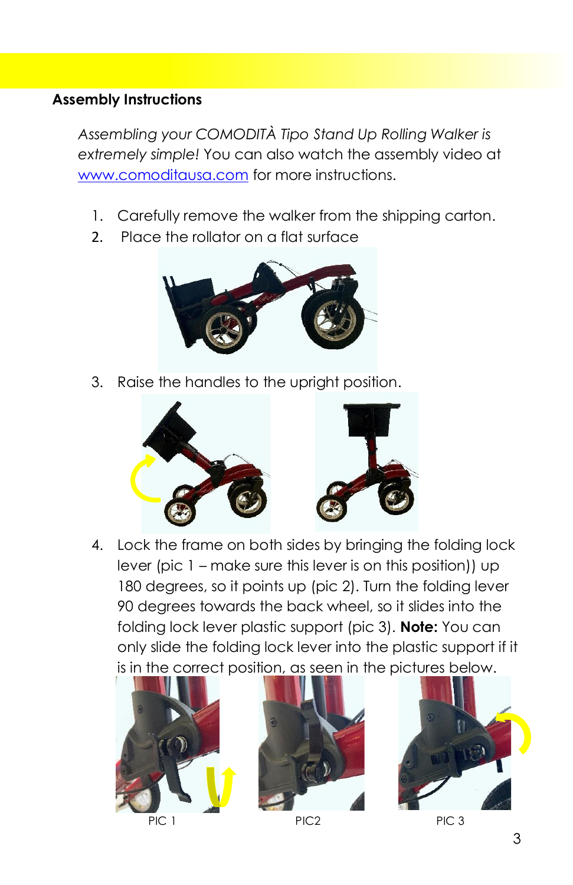## Assembly Instructions

*Assembling your COMODITÀ Tipo Stand Up Rolling Walker is extremely simple!* You can also watch the assembly video at www.comoditausa.com for more instructions.

1. Carefully remove the walker from the shipping carton.
2. Place the rollator on a flat surface
3. Raise the handles to the upright position.
4. Lock the frame on both sides by bringing the folding lock lever (pic 1 – make sure this lever is on this position)) up 180 degrees, so it points up (pic 2). Turn the folding lever 90 degrees towards the back wheel, so it slides into the folding lock lever plastic support (pic 3). **Note:** You can only slide the folding lock lever into the plastic support if it is in the correct position, as seen in the pictures below.

PIC 1

PIC2

PIC 3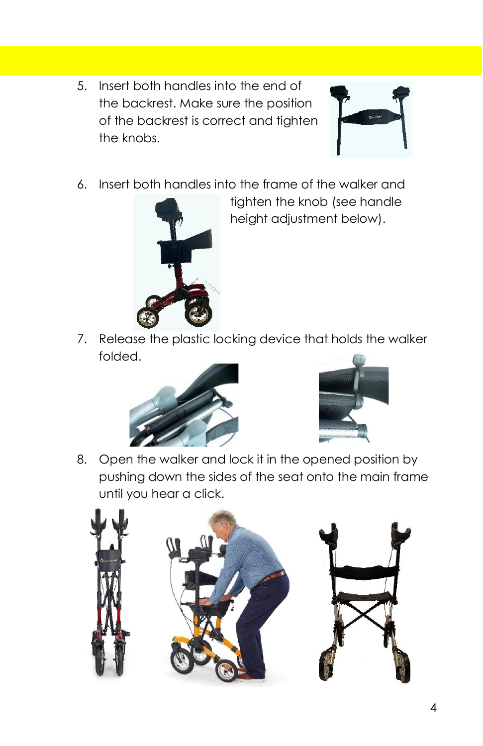5. Insert both handles into the end of the backrest. Make sure the position of the backrest is correct and tighten the knobs.

6. Insert both handles into the frame of the walker and tighten the knob (see handle height adjustment below).

7. Release the plastic locking device that holds the walker folded.

8. Open the walker and lock it in the opened position by pushing down the sides of the seat onto the main frame until you hear a click.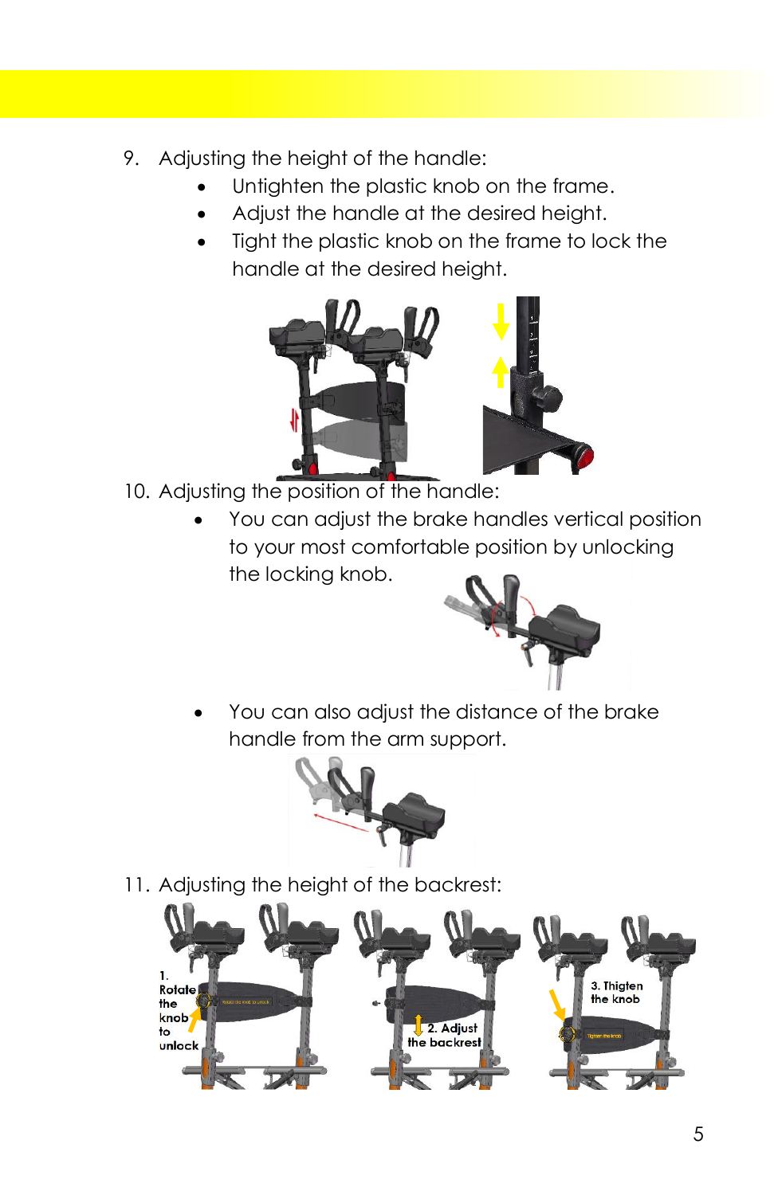9. Adjusting the height of the handle:
    - Untighten the plastic knob on the frame.
    - Adjust the handle at the desired height.
    - Tight the plastic knob on the frame to lock the handle at the desired height.

10. Adjusting the position of the handle:
    - You can adjust the brake handles vertical position to your most comfortable position by unlocking the locking knob.
    - You can also adjust the distance of the brake handle from the arm support.

11. Adjusting the height of the backrest:

1. Rotate the knob to unlock

2. Adjust the backrest

3. Thigten the knob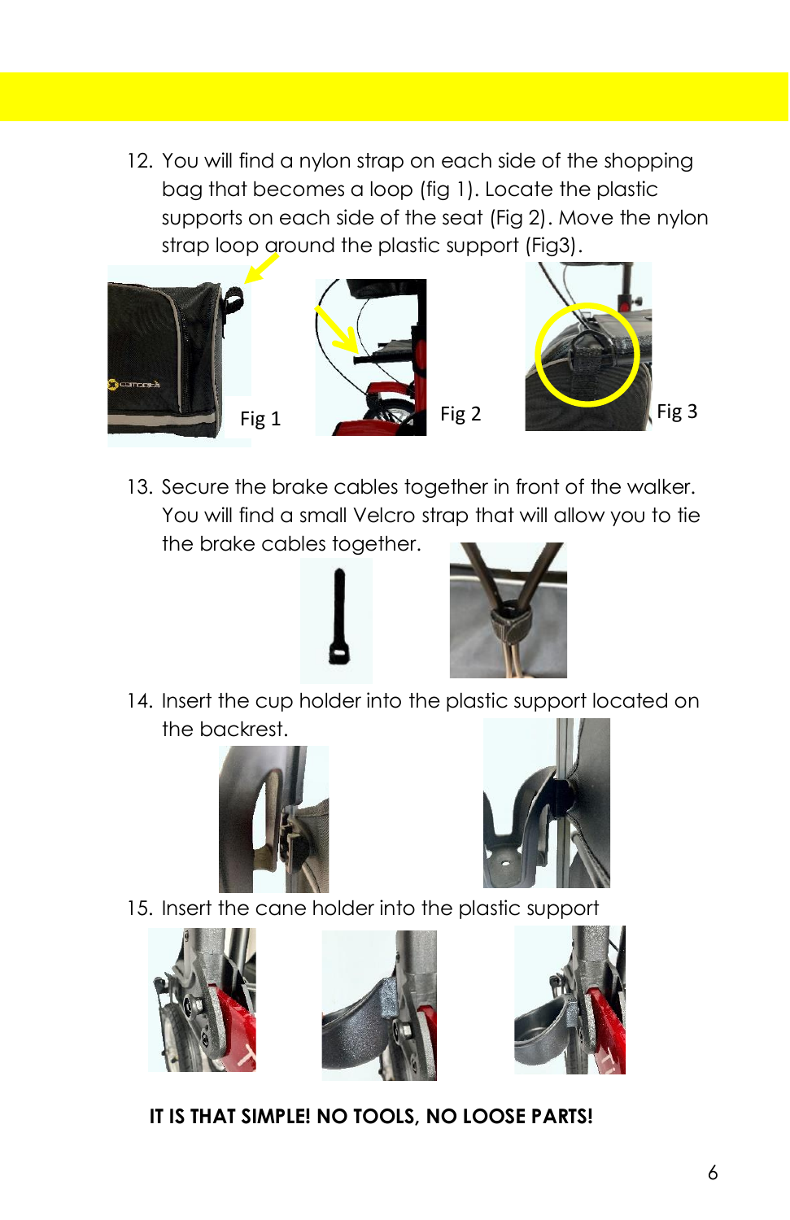12. You will find a nylon strap on each side of the shopping bag that becomes a loop (fig 1). Locate the plastic supports on each side of the seat (Fig 2). Move the nylon strap loop around the plastic support (Fig3).

Fig 1 Fig 2 Fig 3

13. Secure the brake cables together in front of the walker. You will find a small Velcro strap that will allow you to tie the brake cables together.

14. Insert the cup holder into the plastic support located on the backrest.

15. Insert the cane holder into the plastic support

**IT IS THAT SIMPLE! NO TOOLS, NO LOOSE PARTS!**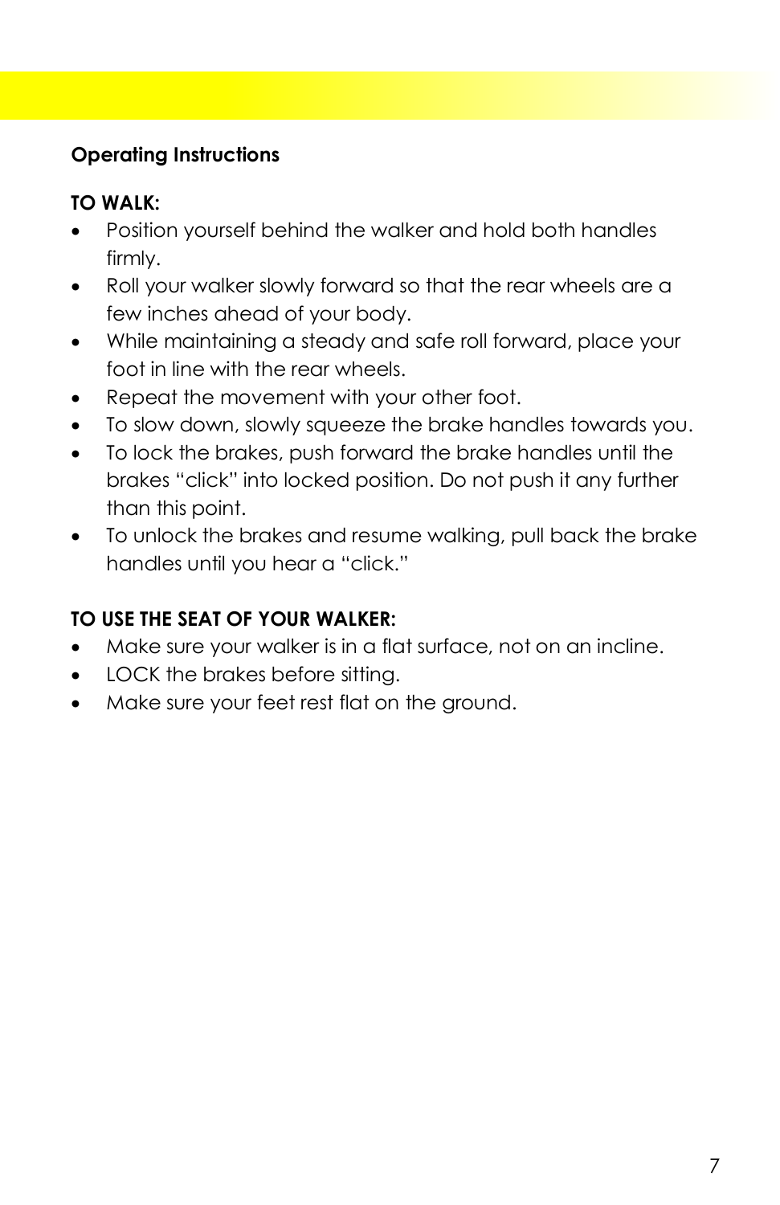## Operating Instructions

### TO WALK:

- Position yourself behind the walker and hold both handles firmly.
- Roll your walker slowly forward so that the rear wheels are a few inches ahead of your body.
- While maintaining a steady and safe roll forward, place your foot in line with the rear wheels.
- Repeat the movement with your other foot.
- To slow down, slowly squeeze the brake handles towards you.
- To lock the brakes, push forward the brake handles until the brakes "click" into locked position. Do not push it any further than this point.
- To unlock the brakes and resume walking, pull back the brake handles until you hear a "click."

### TO USE THE SEAT OF YOUR WALKER:

- Make sure your walker is in a flat surface, not on an incline.
- LOCK the brakes before sitting.
- Make sure your feet rest flat on the ground.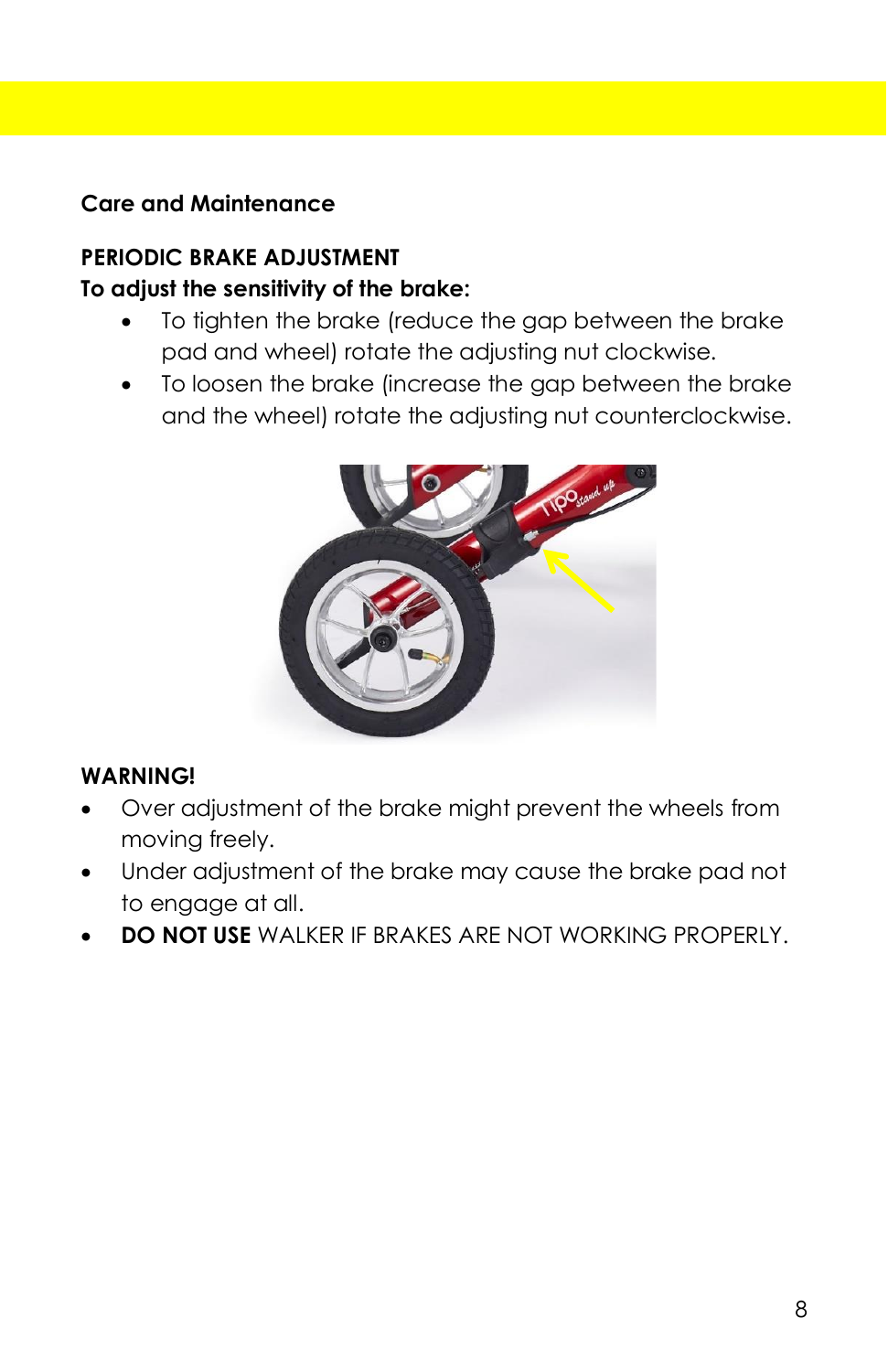## Care and Maintenance

### PERIODIC BRAKE ADJUSTMENT

**To adjust the sensitivity of the brake:**

- To tighten the brake (reduce the gap between the brake pad and wheel) rotate the adjusting nut clockwise.
- To loosen the brake (increase the gap between the brake and the wheel) rotate the adjusting nut counterclockwise.

**WARNING!**

- Over adjustment of the brake might prevent the wheels from moving freely.
- Under adjustment of the brake may cause the brake pad not to engage at all.
- **DO NOT USE** WALKER IF BRAKES ARE NOT WORKING PROPERLY.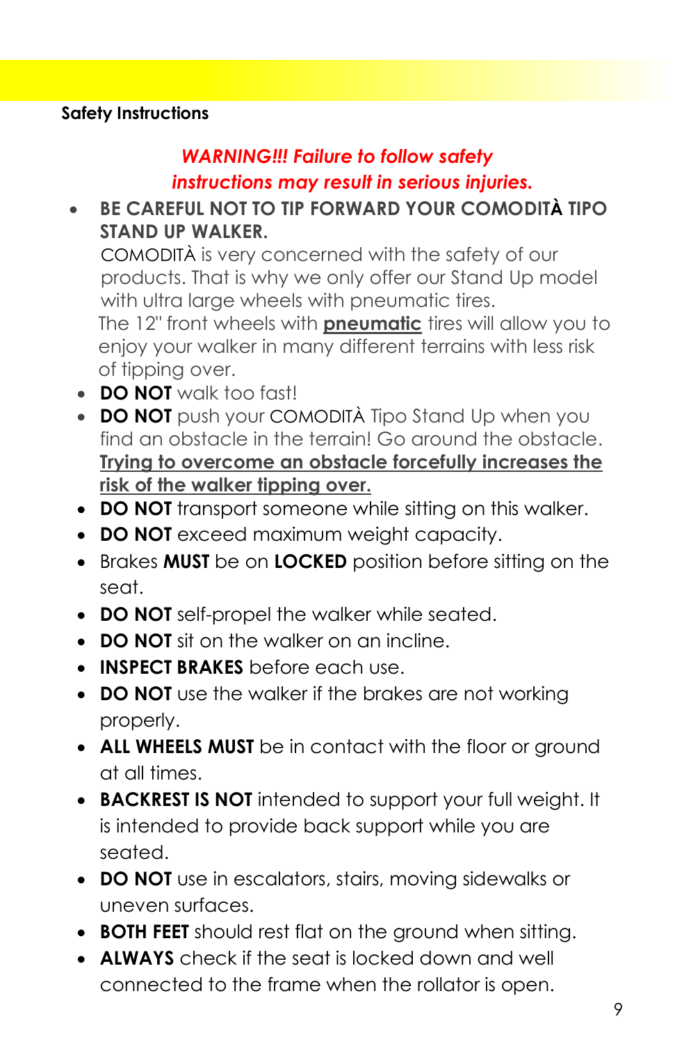## Safety Instructions

***WARNING!!! Failure to follow safety instructions may result in serious injuries.***

- **BE CAREFUL NOT TO TIP FORWARD YOUR COMODITÀ TIPO STAND UP WALKER.**
  COMODITÀ is very concerned with the safety of our products. That is why we only offer our Stand Up model with ultra large wheels with pneumatic tires.
  The 12" front wheels with **pneumatic** tires will allow you to enjoy your walker in many different terrains with less risk of tipping over.
- **DO NOT** walk too fast!
- **DO NOT** push your COMODITÀ Tipo Stand Up when you find an obstacle in the terrain! Go around the obstacle. **Trying to overcome an obstacle forcefully increases the risk of the walker tipping over.**
- **DO NOT** transport someone while sitting on this walker.
- **DO NOT** exceed maximum weight capacity.
- Brakes **MUST** be on **LOCKED** position before sitting on the seat.
- **DO NOT** self-propel the walker while seated.
- **DO NOT** sit on the walker on an incline.
- **INSPECT BRAKES** before each use.
- **DO NOT** use the walker if the brakes are not working properly.
- **ALL WHEELS MUST** be in contact with the floor or ground at all times.
- **BACKREST IS NOT** intended to support your full weight. It is intended to provide back support while you are seated.
- **DO NOT** use in escalators, stairs, moving sidewalks or uneven surfaces.
- **BOTH FEET** should rest flat on the ground when sitting.
- **ALWAYS** check if the seat is locked down and well connected to the frame when the rollator is open.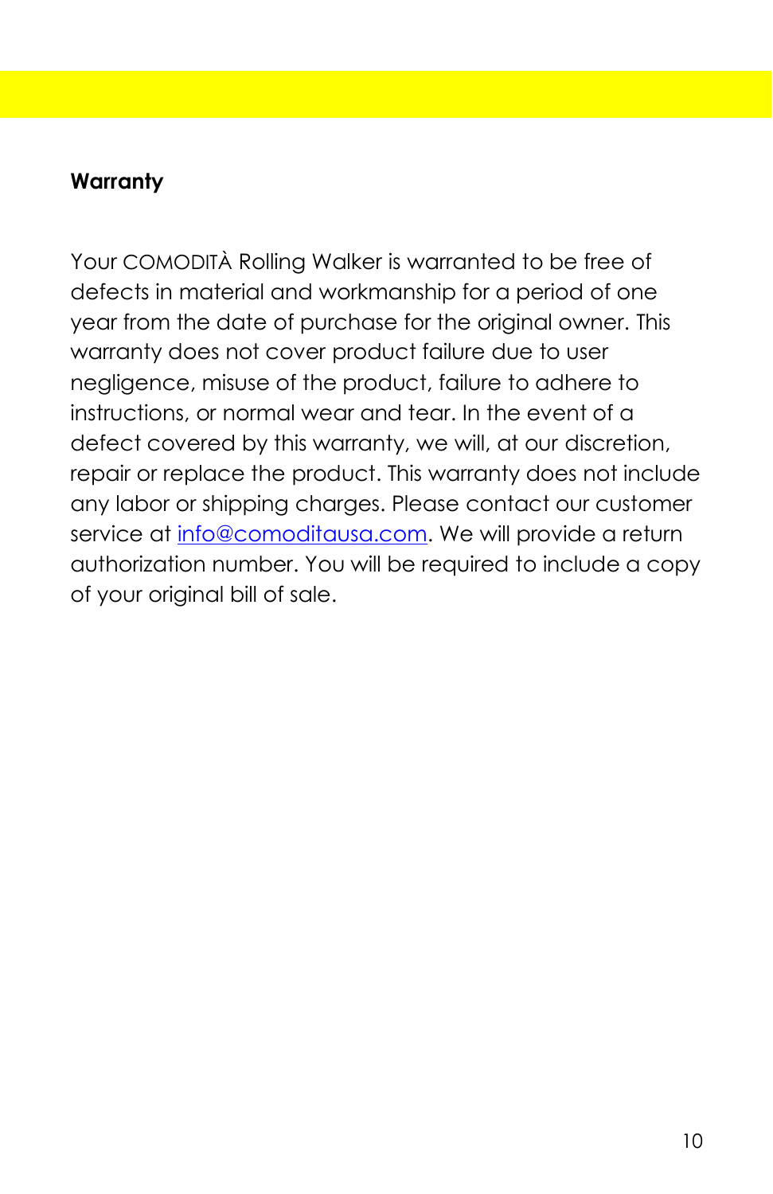## Warranty

Your COMODITÀ Rolling Walker is warranted to be free of defects in material and workmanship for a period of one year from the date of purchase for the original owner. This warranty does not cover product failure due to user negligence, misuse of the product, failure to adhere to instructions, or normal wear and tear. In the event of a defect covered by this warranty, we will, at our discretion, repair or replace the product. This warranty does not include any labor or shipping charges. Please contact our customer service at info@comoditausa.com. We will provide a return authorization number. You will be required to include a copy of your original bill of sale.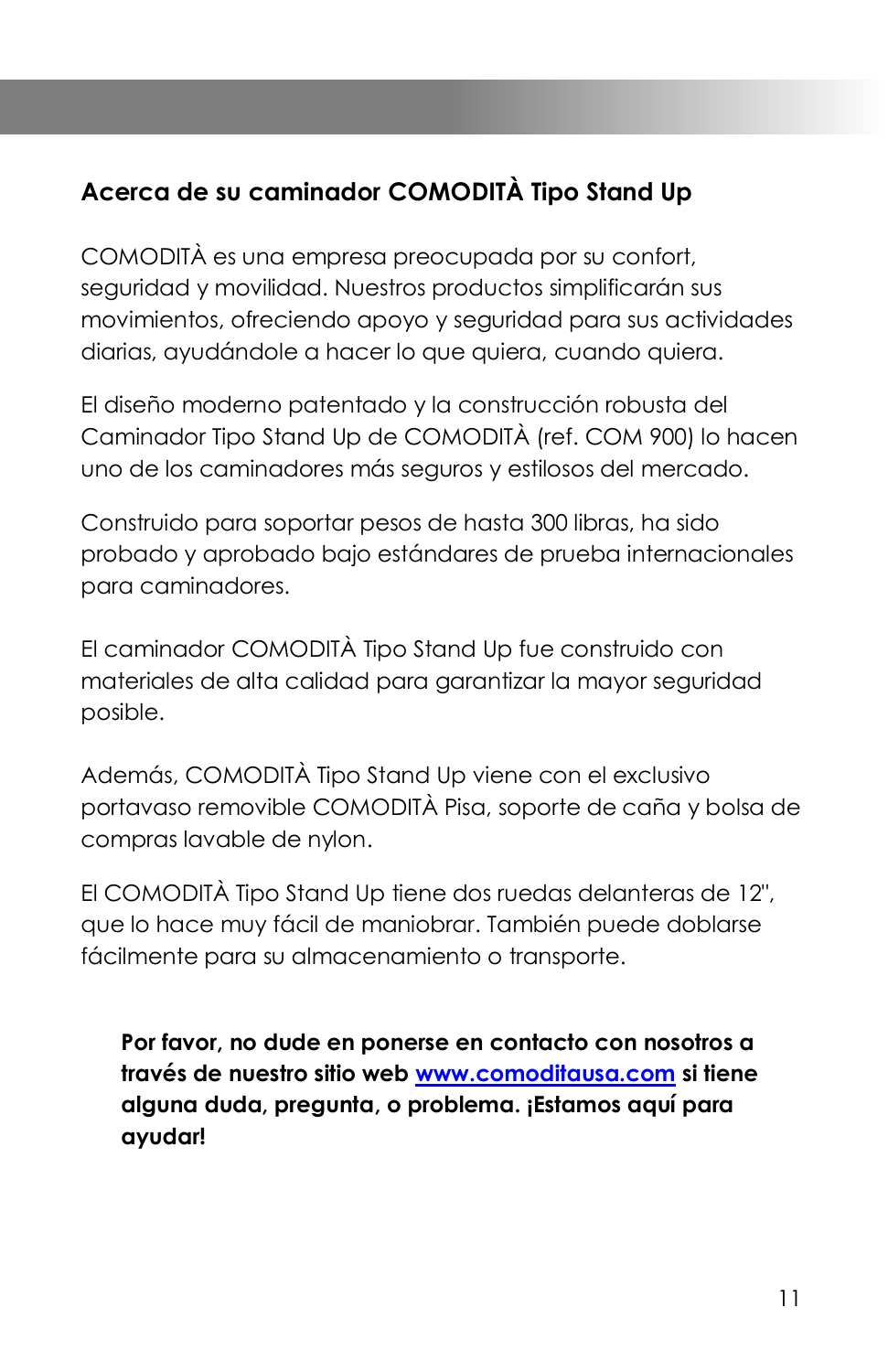## Acerca de su caminador COMODITÀ Tipo Stand Up

COMODITÀ es una empresa preocupada por su confort, seguridad y movilidad. Nuestros productos simplificarán sus movimientos, ofreciendo apoyo y seguridad para sus actividades diarias, ayudándole a hacer lo que quiera, cuando quiera.

El diseño moderno patentado y la construcción robusta del Caminador Tipo Stand Up de COMODITÀ (ref. COM 900) lo hacen uno de los caminadores más seguros y estilosos del mercado.

Construido para soportar pesos de hasta 300 libras, ha sido probado y aprobado bajo estándares de prueba internacionales para caminadores.

El caminador COMODITÀ Tipo Stand Up fue construido con materiales de alta calidad para garantizar la mayor seguridad posible.

Además, COMODITÀ Tipo Stand Up viene con el exclusivo portavaso removible COMODITÀ Pisa, soporte de caña y bolsa de compras lavable de nylon.

El COMODITÀ Tipo Stand Up tiene dos ruedas delanteras de 12", que lo hace muy fácil de maniobrar. También puede doblarse fácilmente para su almacenamiento o transporte.

**Por favor, no dude en ponerse en contacto con nosotros a través de nuestro sitio web [www.comoditausa.com](http://www.comoditausa.com) si tiene alguna duda, pregunta, o problema. ¡Estamos aquí para ayudar!**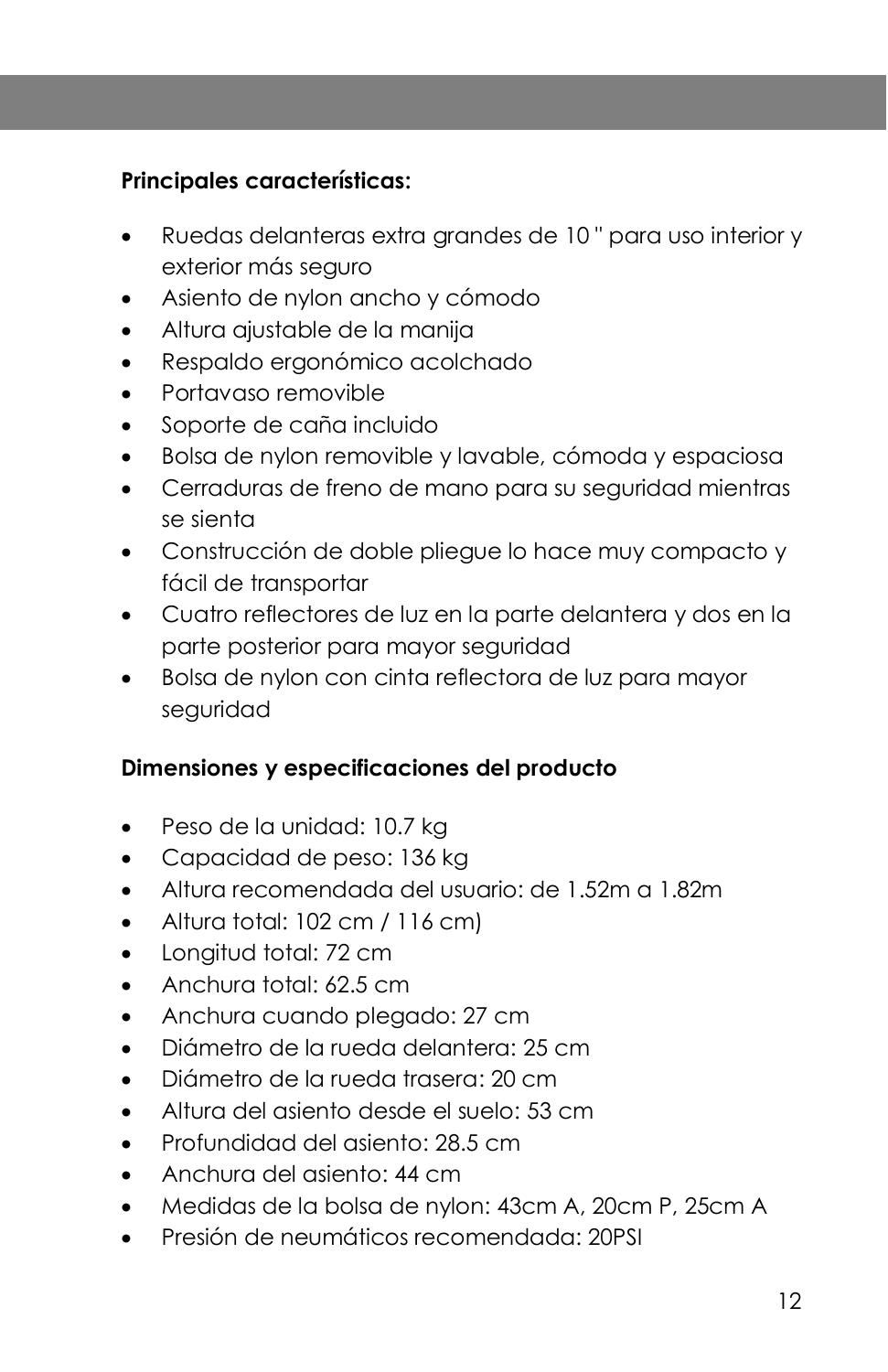**Principales características:**

- Ruedas delanteras extra grandes de 10 " para uso interior y exterior más seguro
- Asiento de nylon ancho y cómodo
- Altura ajustable de la manija
- Respaldo ergonómico acolchado
- Portavaso removible
- Soporte de caña incluido
- Bolsa de nylon removible y lavable, cómoda y espaciosa
- Cerraduras de freno de mano para su seguridad mientras se sienta
- Construcción de doble pliegue lo hace muy compacto y fácil de transportar
- Cuatro reflectores de luz en la parte delantera y dos en la parte posterior para mayor seguridad
- Bolsa de nylon con cinta reflectora de luz para mayor seguridad

**Dimensiones y especificaciones del producto**

- Peso de la unidad: 10.7 kg
- Capacidad de peso: 136 kg
- Altura recomendada del usuario: de 1.52m a 1.82m
- Altura total: 102 cm / 116 cm)
- Longitud total: 72 cm
- Anchura total: 62.5 cm
- Anchura cuando plegado: 27 cm
- Diámetro de la rueda delantera: 25 cm
- Diámetro de la rueda trasera: 20 cm
- Altura del asiento desde el suelo: 53 cm
- Profundidad del asiento: 28.5 cm
- Anchura del asiento: 44 cm
- Medidas de la bolsa de nylon: 43cm A, 20cm P, 25cm A
- Presión de neumáticos recomendada: 20PSI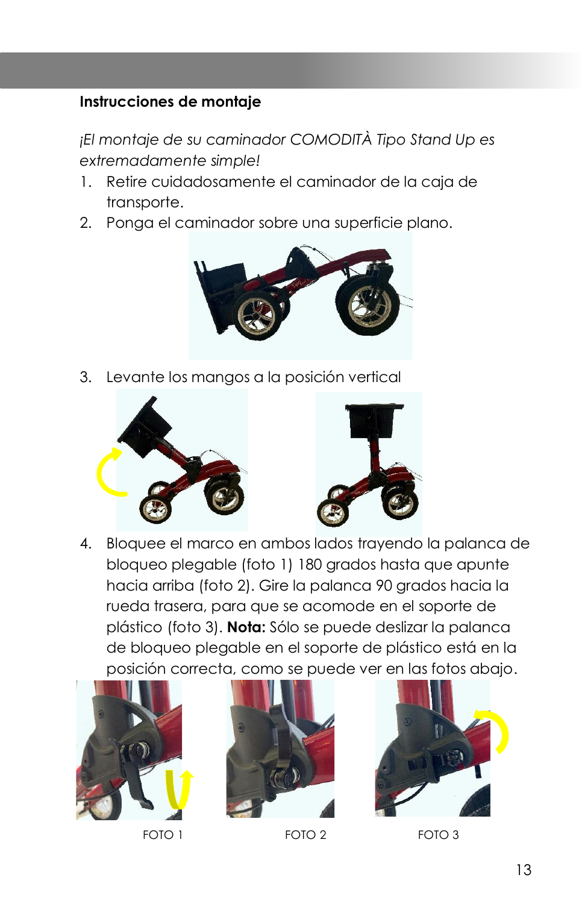**Instrucciones de montaje**

*¡El montaje de su caminador COMODITÀ Tipo Stand Up es extremadamente simple!*

1. Retire cuidadosamente el caminador de la caja de transporte.
2. Ponga el caminador sobre una superficie plano.
3. Levante los mangos a la posición vertical
4. Bloquee el marco en ambos lados trayendo la palanca de bloqueo plegable (foto 1) 180 grados hasta que apunte hacia arriba (foto 2). Gire la palanca 90 grados hacia la rueda trasera, para que se acomode en el soporte de plástico (foto 3). **Nota:** Sólo se puede deslizar la palanca de bloqueo plegable en el soporte de plástico está en la posición correcta, como se puede ver en las fotos abajo.

FOTO 1

FOTO 2

FOTO 3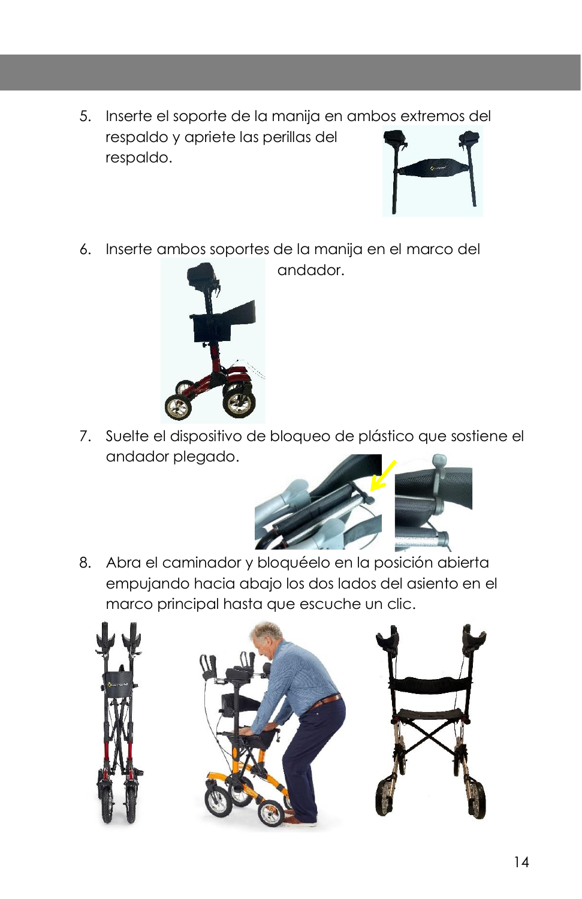5. Inserte el soporte de la manija en ambos extremos del respaldo y apriete las perillas del respaldo.

6. Inserte ambos soportes de la manija en el marco del andador.

7. Suelte el dispositivo de bloqueo de plástico que sostiene el andador plegado.

8. Abra el caminador y bloquéelo en la posición abierta empujando hacia abajo los dos lados del asiento en el marco principal hasta que escuche un clic.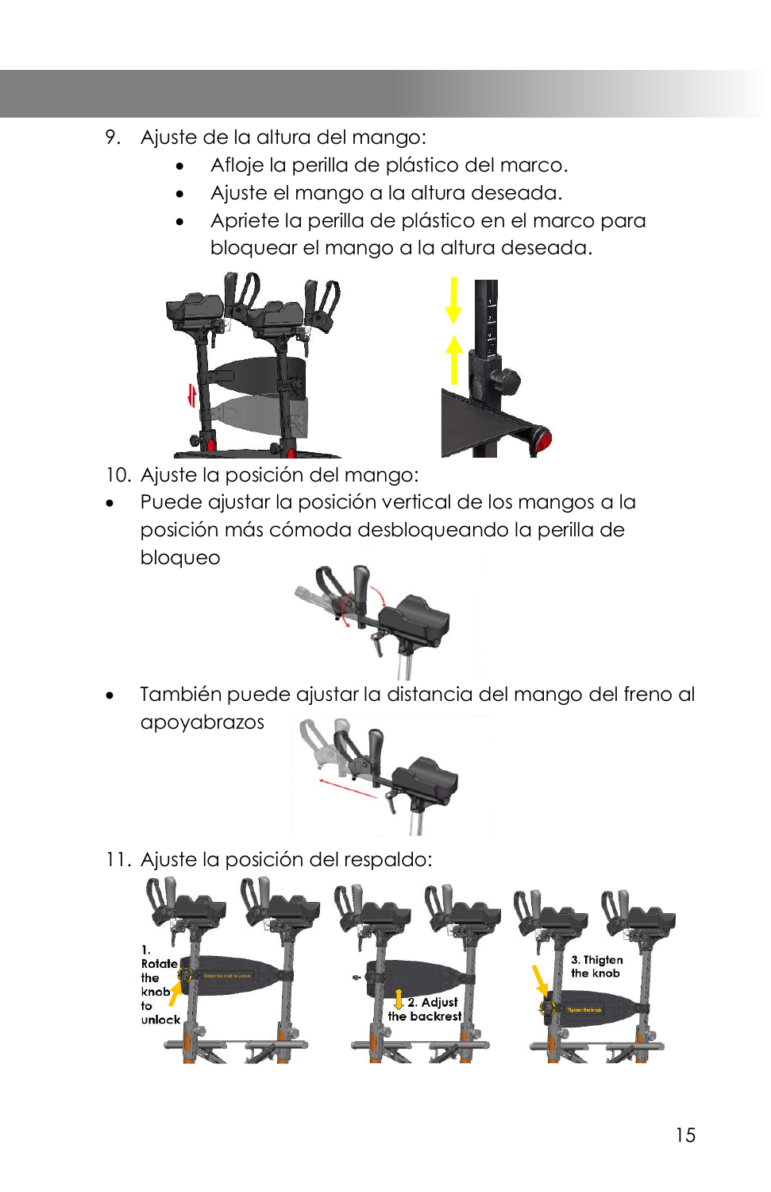9. Ajuste de la altura del mango:
    - Afloje la perilla de plástico del marco.
    - Ajuste el mango a la altura deseada.
    - Apriete la perilla de plástico en el marco para bloquear el mango a la altura deseada.

10. Ajuste la posición del mango:

- Puede ajustar la posición vertical de los mangos a la posición más cómoda desbloqueando la perilla de bloqueo
- También puede ajustar la distancia del mango del freno al apoyabrazos

11. Ajuste la posición del respaldo: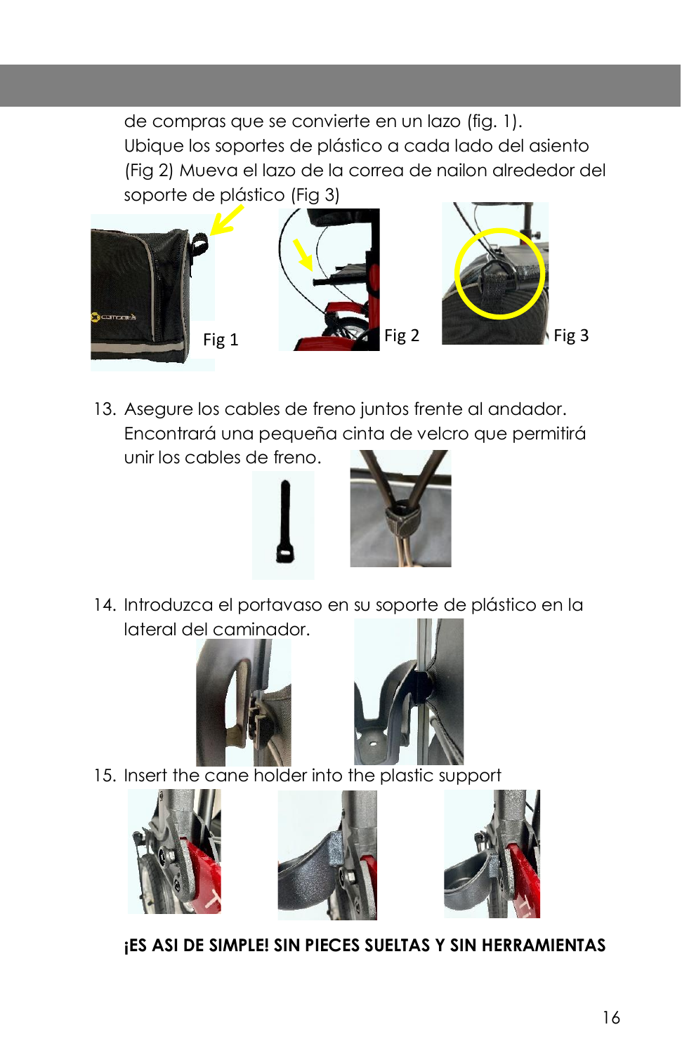de compras que se convierte en un lazo (fig. 1).
Ubique los soportes de plástico a cada lado del asiento (Fig 2) Mueva el lazo de la correa de nailon alrededor del soporte de plástico (Fig 3)

Fig 1

Fig 2

Fig 3

13. Asegure los cables de freno juntos frente al andador. Encontrará una pequeña cinta de velcro que permitirá unir los cables de freno.

14. Introduzca el portavaso en su soporte de plástico en la lateral del caminador.

15. Insert the cane holder into the plastic support

**¡ES ASI DE SIMPLE! SIN PIECES SUELTAS Y SIN HERRAMIENTAS**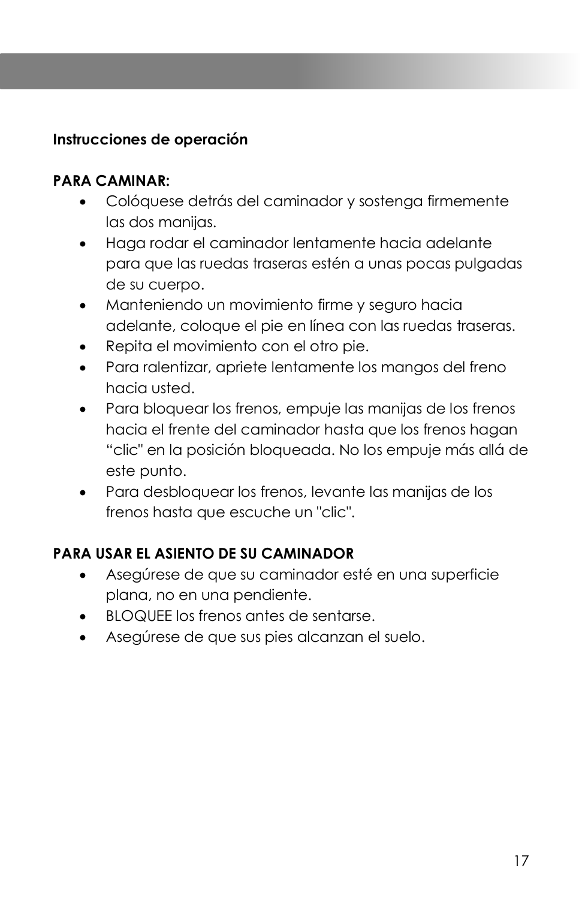**Instrucciones de operación**

**PARA CAMINAR:**

- Colóquese detrás del caminador y sostenga firmemente las dos manijas.
- Haga rodar el caminador lentamente hacia adelante para que las ruedas traseras estén a unas pocas pulgadas de su cuerpo.
- Manteniendo un movimiento firme y seguro hacia adelante, coloque el pie en línea con las ruedas traseras.
- Repita el movimiento con el otro pie.
- Para ralentizar, apriete lentamente los mangos del freno hacia usted.
- Para bloquear los frenos, empuje las manijas de los frenos hacia el frente del caminador hasta que los frenos hagan "clic" en la posición bloqueada. No los empuje más allá de este punto.
- Para desbloquear los frenos, levante las manijas de los frenos hasta que escuche un "clic".

**PARA USAR EL ASIENTO DE SU CAMINADOR**

- Asegúrese de que su caminador esté en una superficie plana, no en una pendiente.
- BLOQUEE los frenos antes de sentarse.
- Asegúrese de que sus pies alcanzan el suelo.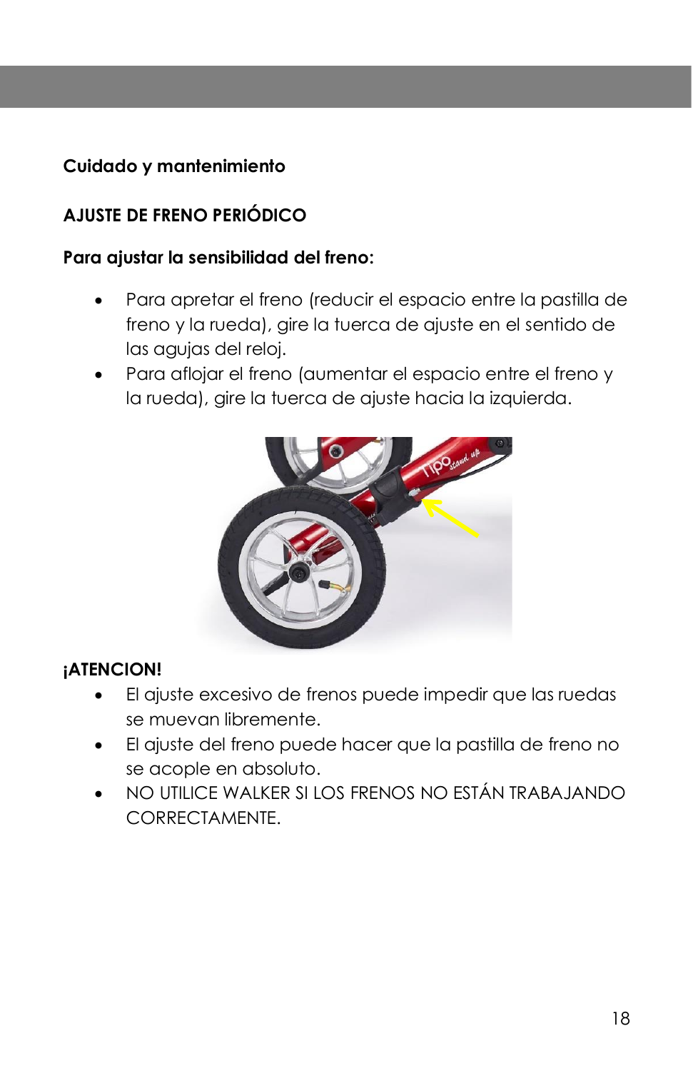## Cuidado y mantenimiento

### AJUSTE DE FRENO PERIÓDICO

**Para ajustar la sensibilidad del freno:**

- Para apretar el freno (reducir el espacio entre la pastilla de freno y la rueda), gire la tuerca de ajuste en el sentido de las agujas del reloj.
- Para aflojar el freno (aumentar el espacio entre el freno y la rueda), gire la tuerca de ajuste hacia la izquierda.

**¡ATENCION!**

- El ajuste excesivo de frenos puede impedir que las ruedas se muevan libremente.
- El ajuste del freno puede hacer que la pastilla de freno no se acople en absoluto.
- NO UTILICE WALKER SI LOS FRENOS NO ESTÁN TRABAJANDO CORRECTAMENTE.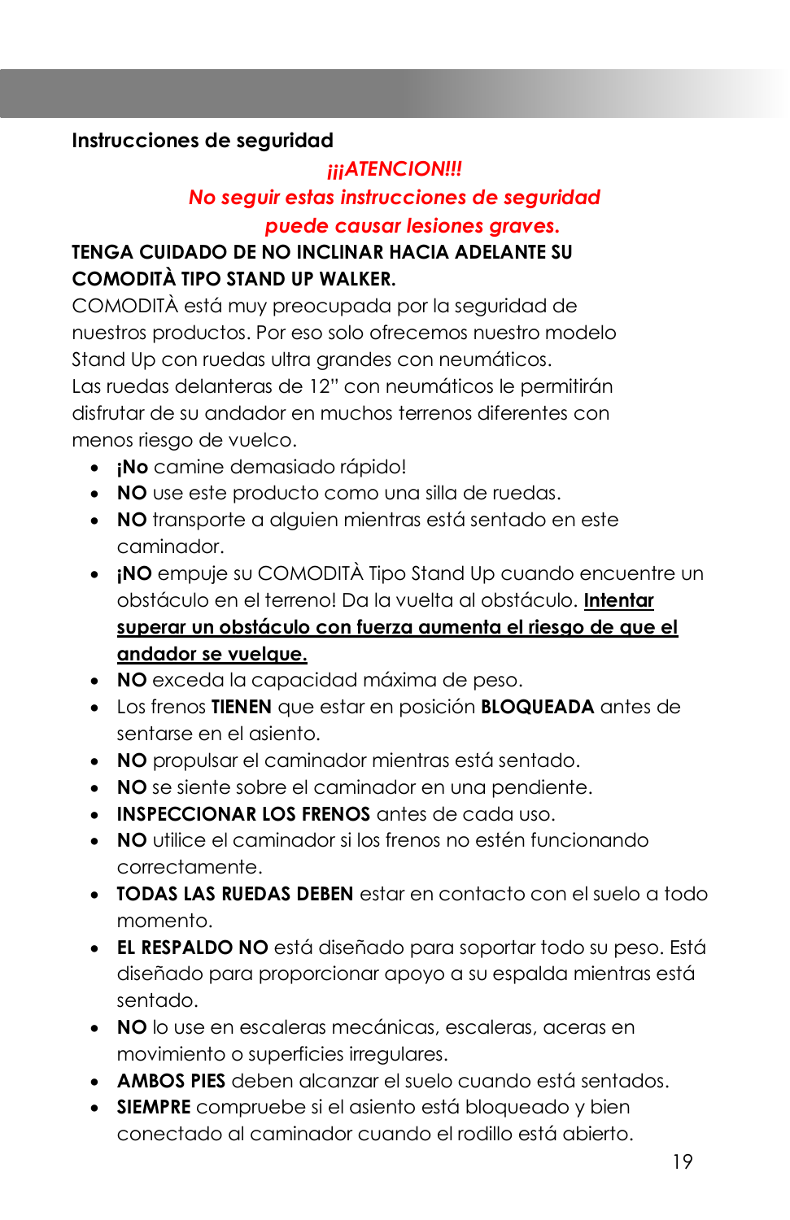## Instrucciones de seguridad

*¡¡¡ATENCION!!!*

*No seguir estas instrucciones de seguridad puede causar lesiones graves.*

**TENGA CUIDADO DE NO INCLINAR HACIA ADELANTE SU COMODITÀ TIPO STAND UP WALKER.**

COMODITÀ está muy preocupada por la seguridad de nuestros productos. Por eso solo ofrecemos nuestro modelo Stand Up con ruedas ultra grandes con neumáticos. Las ruedas delanteras de 12" con neumáticos le permitirán disfrutar de su andador en muchos terrenos diferentes con menos riesgo de vuelco.

- **¡No** camine demasiado rápido!
- **NO** use este producto como una silla de ruedas.
- **NO** transporte a alguien mientras está sentado en este caminador.
- **¡NO** empuje su COMODITÀ Tipo Stand Up cuando encuentre un obstáculo en el terreno! Da la vuelta al obstáculo. **<u>Intentar superar un obstáculo con fuerza aumenta el riesgo de que el andador se vuelque.</u>**
- **NO** exceda la capacidad máxima de peso.
- Los frenos **TIENEN** que estar en posición **BLOQUEADA** antes de sentarse en el asiento.
- **NO** propulsar el caminador mientras está sentado.
- **NO** se siente sobre el caminador en una pendiente.
- **INSPECCIONAR LOS FRENOS** antes de cada uso.
- **NO** utilice el caminador si los frenos no estén funcionando correctamente.
- **TODAS LAS RUEDAS DEBEN** estar en contacto con el suelo a todo momento.
- **EL RESPALDO NO** está diseñado para soportar todo su peso. Está diseñado para proporcionar apoyo a su espalda mientras está sentado.
- **NO** lo use en escaleras mecánicas, escaleras, aceras en movimiento o superficies irregulares.
- **AMBOS PIES** deben alcanzar el suelo cuando está sentados.
- **SIEMPRE** compruebe si el asiento está bloqueado y bien conectado al caminador cuando el rodillo está abierto.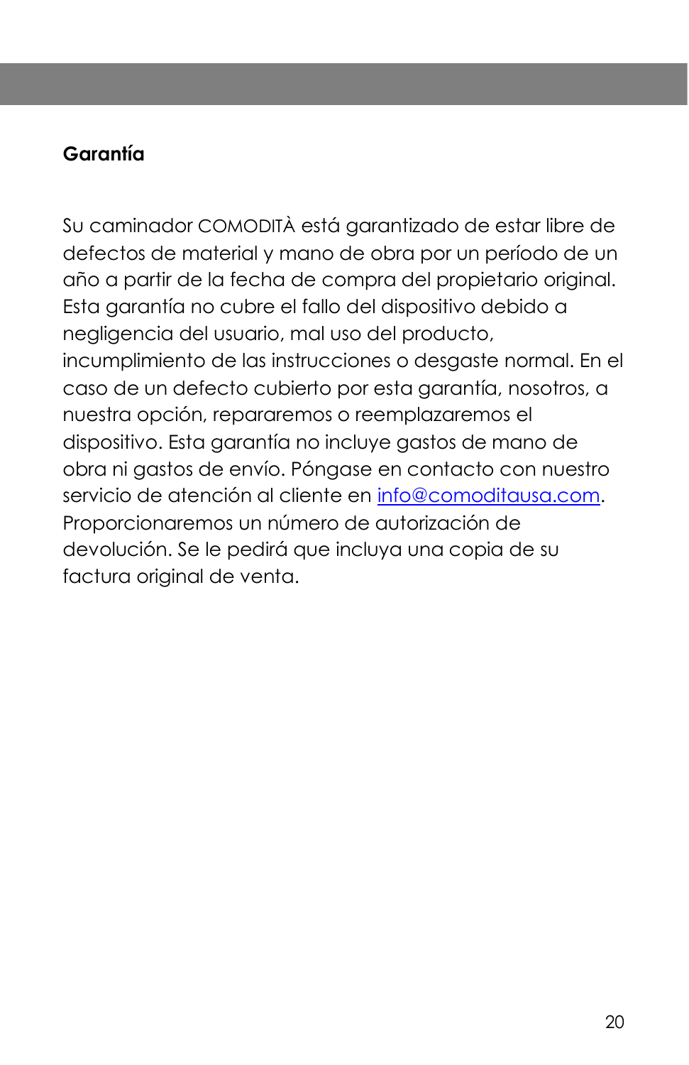## Garantía

Su caminador COMODITÀ está garantizado de estar libre de defectos de material y mano de obra por un período de un año a partir de la fecha de compra del propietario original. Esta garantía no cubre el fallo del dispositivo debido a negligencia del usuario, mal uso del producto, incumplimiento de las instrucciones o desgaste normal. En el caso de un defecto cubierto por esta garantía, nosotros, a nuestra opción, repararemos o reemplazaremos el dispositivo. Esta garantía no incluye gastos de mano de obra ni gastos de envío. Póngase en contacto con nuestro servicio de atención al cliente en info@comoditausa.com. Proporcionaremos un número de autorización de devolución. Se le pedirá que incluya una copia de su factura original de venta.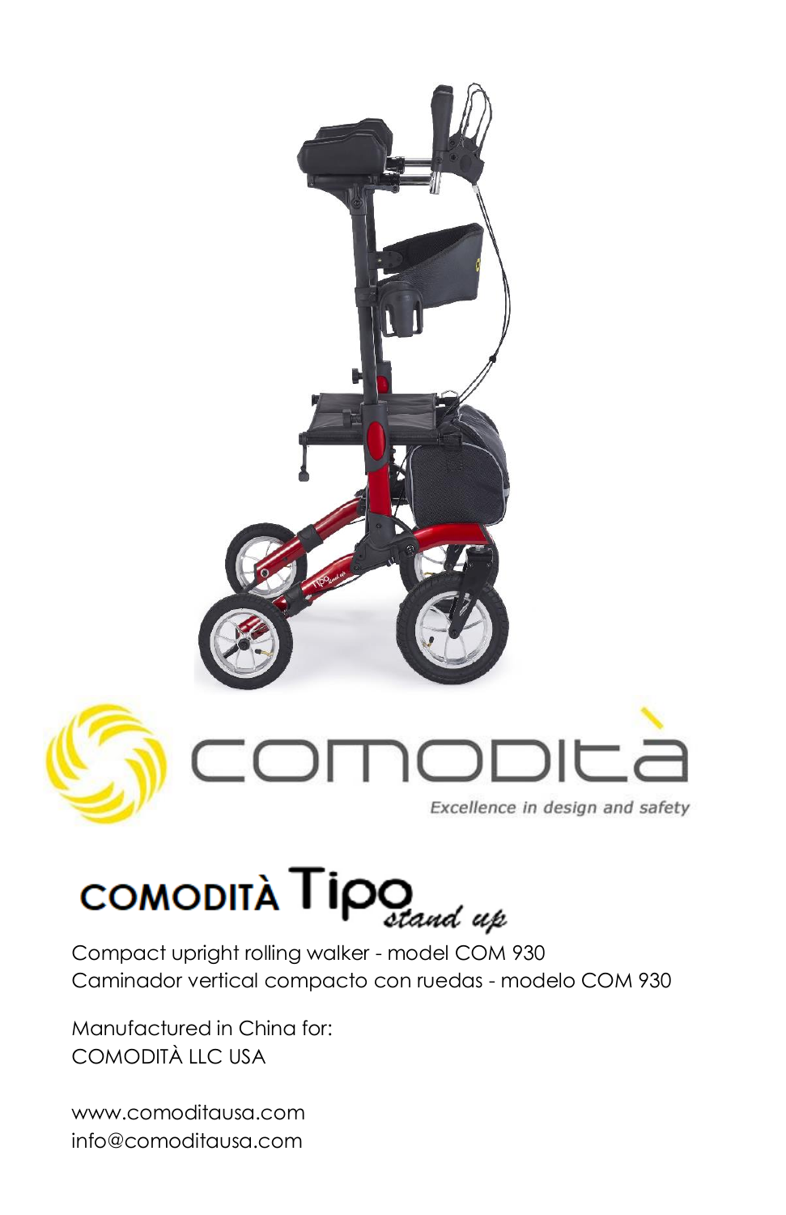COMODITÀ

*Excellence in design and safety*

# COMODITÀ Tipo *stand up*

Compact upright rolling walker - model COM 930
Caminador vertical compacto con ruedas - modelo COM 930

Manufactured in China for:
COMODITÀ LLC USA

www.comoditausa.com
info@comoditausa.com